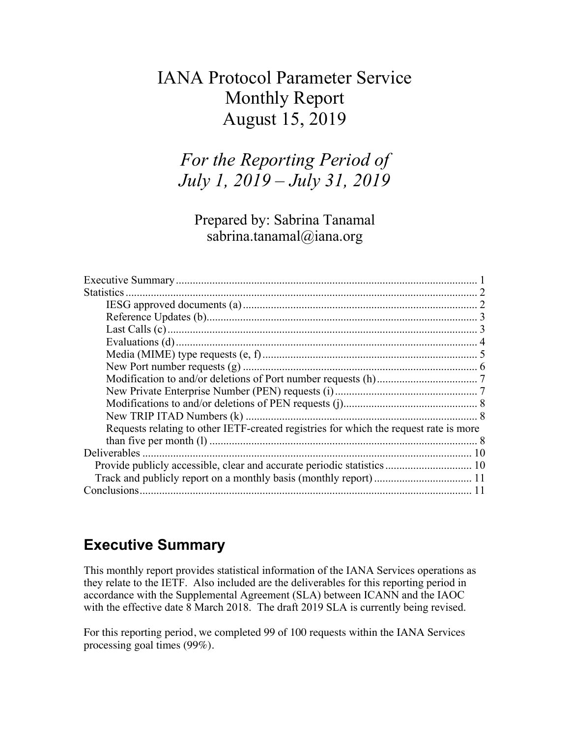# IANA Protocol Parameter Service Monthly Report August 15, 2019

*For the Reporting Period of July 1, 2019 – July 31, 2019*

Prepared by: Sabrina Tanamal
sabrina.tanamal@iana.org

- Executive Summary ... 1
- Statistics ... 2
  - IESG approved documents (a) ... 2
  - Reference Updates (b) ... 3
  - Last Calls (c) ... 3
  - Evaluations (d) ... 4
  - Media (MIME) type requests (e, f) ... 5
  - New Port number requests (g) ... 6
  - Modification to and/or deletions of Port number requests (h) ... 7
  - New Private Enterprise Number (PEN) requests (i) ... 7
  - Modifications to and/or deletions of PEN requests (j) ... 8
  - New TRIP ITAD Numbers (k) ... 8
  - Requests relating to other IETF-created registries for which the request rate is more than five per month (l) ... 8
- Deliverables ... 10
  - Provide publicly accessible, clear and accurate periodic statistics ... 10
  - Track and publicly report on a monthly basis (monthly report) ... 11
- Conclusions ... 11

## Executive Summary

This monthly report provides statistical information of the IANA Services operations as they relate to the IETF. Also included are the deliverables for this reporting period in accordance with the Supplemental Agreement (SLA) between ICANN and the IAOC with the effective date 8 March 2018. The draft 2019 SLA is currently being revised.

For this reporting period, we completed 99 of 100 requests within the IANA Services processing goal times (99%).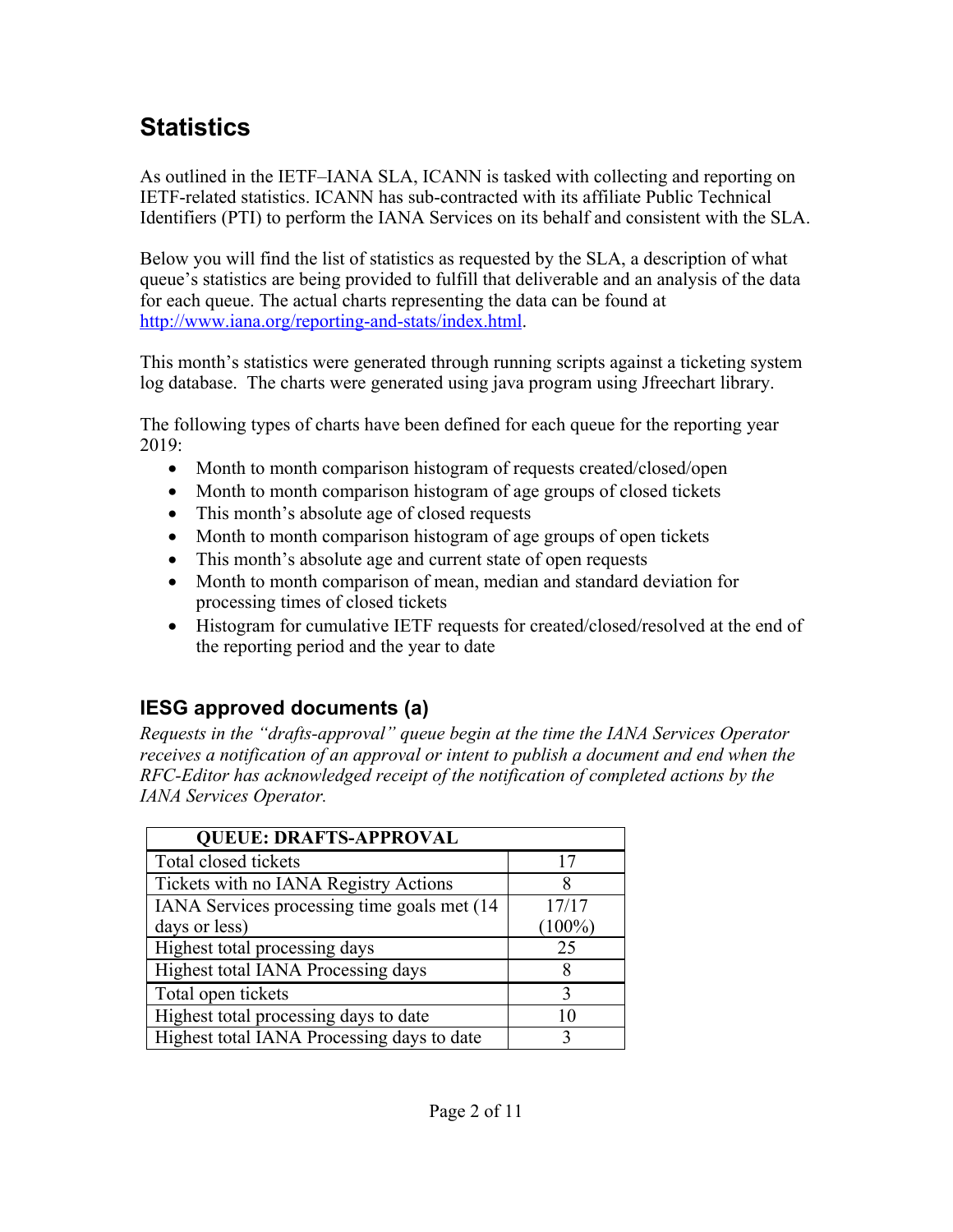# Statistics

As outlined in the IETF–IANA SLA, ICANN is tasked with collecting and reporting on IETF-related statistics. ICANN has sub-contracted with its affiliate Public Technical Identifiers (PTI) to perform the IANA Services on its behalf and consistent with the SLA.

Below you will find the list of statistics as requested by the SLA, a description of what queue's statistics are being provided to fulfill that deliverable and an analysis of the data for each queue. The actual charts representing the data can be found at [http://www.iana.org/reporting-and-stats/index.html](http://www.iana.org/reporting-and-stats/index.html).

This month's statistics were generated through running scripts against a ticketing system log database. The charts were generated using java program using Jfreechart library.

The following types of charts have been defined for each queue for the reporting year 2019:

- Month to month comparison histogram of requests created/closed/open
- Month to month comparison histogram of age groups of closed tickets
- This month's absolute age of closed requests
- Month to month comparison histogram of age groups of open tickets
- This month's absolute age and current state of open requests
- Month to month comparison of mean, median and standard deviation for processing times of closed tickets
- Histogram for cumulative IETF requests for created/closed/resolved at the end of the reporting period and the year to date

## IESG approved documents (a)

*Requests in the "drafts-approval" queue begin at the time the IANA Services Operator receives a notification of an approval or intent to publish a document and end when the RFC-Editor has acknowledged receipt of the notification of completed actions by the IANA Services Operator.*

| QUEUE: DRAFTS-APPROVAL | |
|---|---|
| Total closed tickets | 17 |
| Tickets with no IANA Registry Actions | 8 |
| IANA Services processing time goals met (14 days or less) | 17/17 (100%) |
| Highest total processing days | 25 |
| Highest total IANA Processing days | 8 |
| Total open tickets | 3 |
| Highest total processing days to date | 10 |
| Highest total IANA Processing days to date | 3 |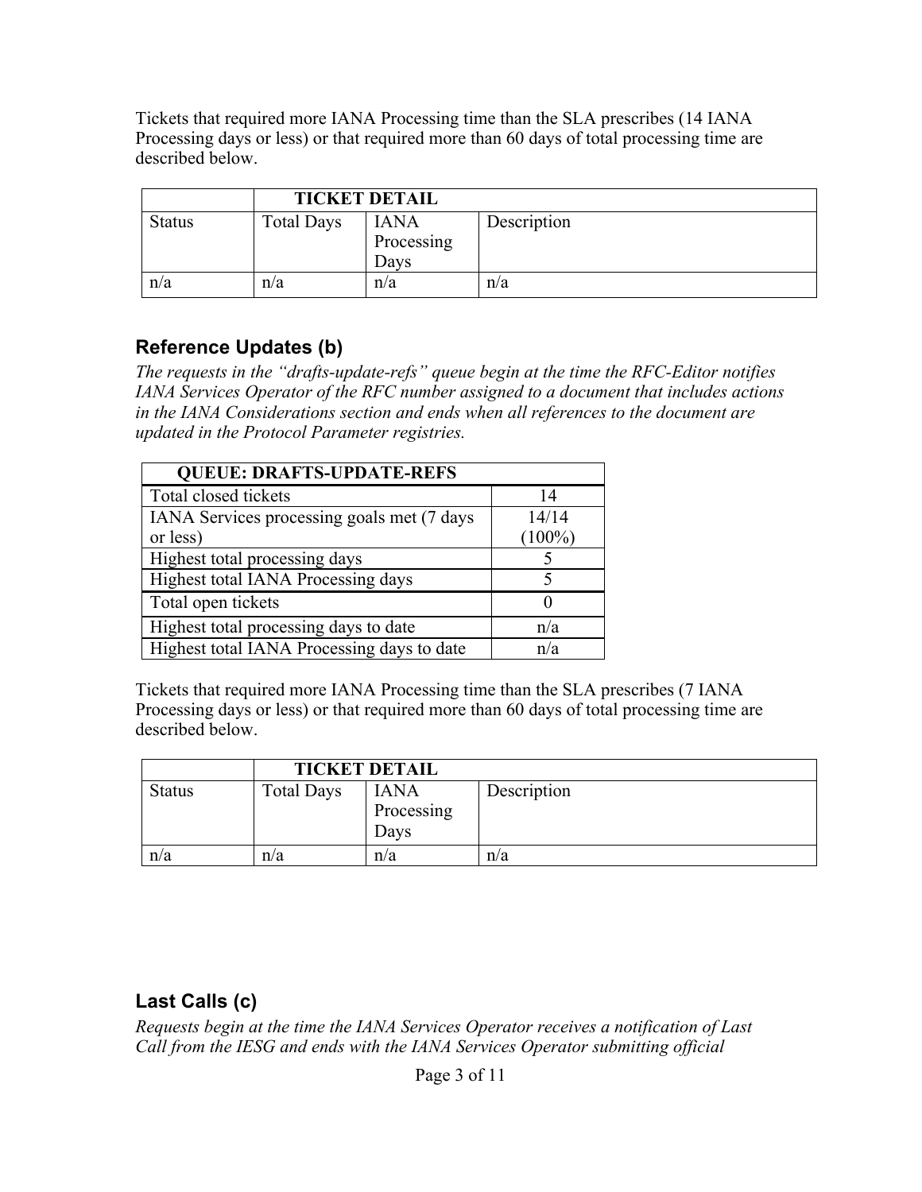Tickets that required more IANA Processing time than the SLA prescribes (14 IANA Processing days or less) or that required more than 60 days of total processing time are described below.

| | TICKET DETAIL | | |
|---|---|---|---|
| Status | Total Days | IANA Processing Days | Description |
| n/a | n/a | n/a | n/a |

## Reference Updates (b)

*The requests in the "drafts-update-refs" queue begin at the time the RFC-Editor notifies IANA Services Operator of the RFC number assigned to a document that includes actions in the IANA Considerations section and ends when all references to the document are updated in the Protocol Parameter registries.*

| QUEUE: DRAFTS-UPDATE-REFS | |
|---|---|
| Total closed tickets | 14 |
| IANA Services processing goals met (7 days or less) | 14/14 (100%) |
| Highest total processing days | 5 |
| Highest total IANA Processing days | 5 |
| Total open tickets | 0 |
| Highest total processing days to date | n/a |
| Highest total IANA Processing days to date | n/a |

Tickets that required more IANA Processing time than the SLA prescribes (7 IANA Processing days or less) or that required more than 60 days of total processing time are described below.

| | TICKET DETAIL | | |
|---|---|---|---|
| Status | Total Days | IANA Processing Days | Description |
| n/a | n/a | n/a | n/a |

## Last Calls (c)

*Requests begin at the time the IANA Services Operator receives a notification of Last Call from the IESG and ends with the IANA Services Operator submitting official*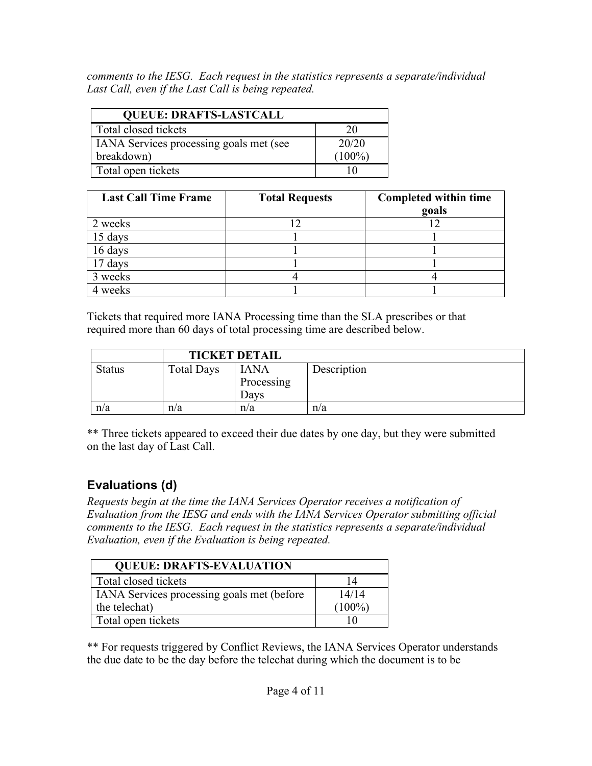*comments to the IESG. Each request in the statistics represents a separate/individual Last Call, even if the Last Call is being repeated.*

| QUEUE: DRAFTS-LASTCALL | |
|---|---|
| Total closed tickets | 20 |
| IANA Services processing goals met (see breakdown) | 20/20 (100%) |
| Total open tickets | 10 |

| Last Call Time Frame | Total Requests | Completed within time goals |
|---|---|---|
| 2 weeks | 12 | 12 |
| 15 days | 1 | 1 |
| 16 days | 1 | 1 |
| 17 days | 1 | 1 |
| 3 weeks | 4 | 4 |
| 4 weeks | 1 | 1 |

Tickets that required more IANA Processing time than the SLA prescribes or that required more than 60 days of total processing time are described below.

| | TICKET DETAIL | | |
|---|---|---|---|
| Status | Total Days | IANA Processing Days | Description |
| n/a | n/a | n/a | n/a |

** Three tickets appeared to exceed their due dates by one day, but they were submitted on the last day of Last Call.

## Evaluations (d)

*Requests begin at the time the IANA Services Operator receives a notification of Evaluation from the IESG and ends with the IANA Services Operator submitting official comments to the IESG. Each request in the statistics represents a separate/individual Evaluation, even if the Evaluation is being repeated.*

| QUEUE: DRAFTS-EVALUATION | |
|---|---|
| Total closed tickets | 14 |
| IANA Services processing goals met (before the telechat) | 14/14 (100%) |
| Total open tickets | 10 |

** For requests triggered by Conflict Reviews, the IANA Services Operator understands the due date to be the day before the telechat during which the document is to be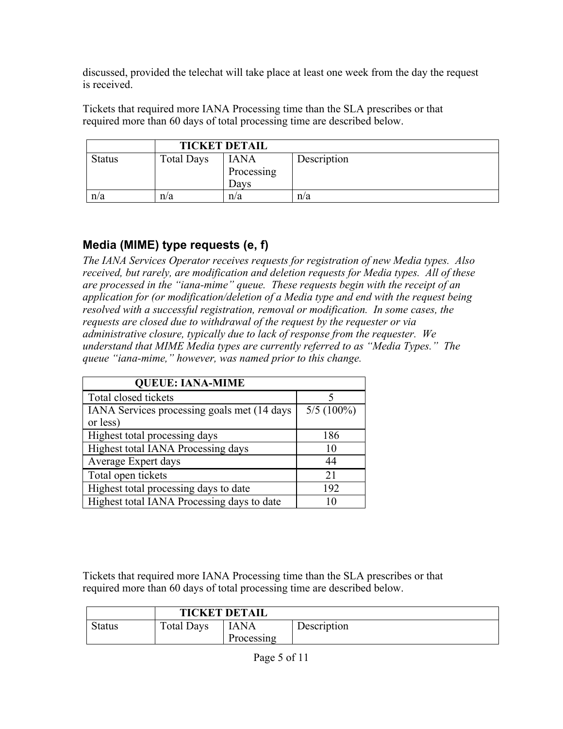discussed, provided the telechat will take place at least one week from the day the request is received.

Tickets that required more IANA Processing time than the SLA prescribes or that required more than 60 days of total processing time are described below.

| | TICKET DETAIL | | |
|---|---|---|---|
| Status | Total Days | IANA Processing Days | Description |
| n/a | n/a | n/a | n/a |

## Media (MIME) type requests (e, f)

*The IANA Services Operator receives requests for registration of new Media types. Also received, but rarely, are modification and deletion requests for Media types. All of these are processed in the "iana-mime" queue. These requests begin with the receipt of an application for (or modification/deletion of a Media type and end with the request being resolved with a successful registration, removal or modification. In some cases, the requests are closed due to withdrawal of the request by the requester or via administrative closure, typically due to lack of response from the requester. We understand that MIME Media types are currently referred to as "Media Types." The queue "iana-mime," however, was named prior to this change.*

| QUEUE: IANA-MIME | |
|---|---|
| Total closed tickets | 5 |
| IANA Services processing goals met (14 days or less) | 5/5 (100%) |
| Highest total processing days | 186 |
| Highest total IANA Processing days | 10 |
| Average Expert days | 44 |
| Total open tickets | 21 |
| Highest total processing days to date | 192 |
| Highest total IANA Processing days to date | 10 |

Tickets that required more IANA Processing time than the SLA prescribes or that required more than 60 days of total processing time are described below.

| | TICKET DETAIL | | |
|---|---|---|---|
| Status | Total Days | IANA Processing | Description |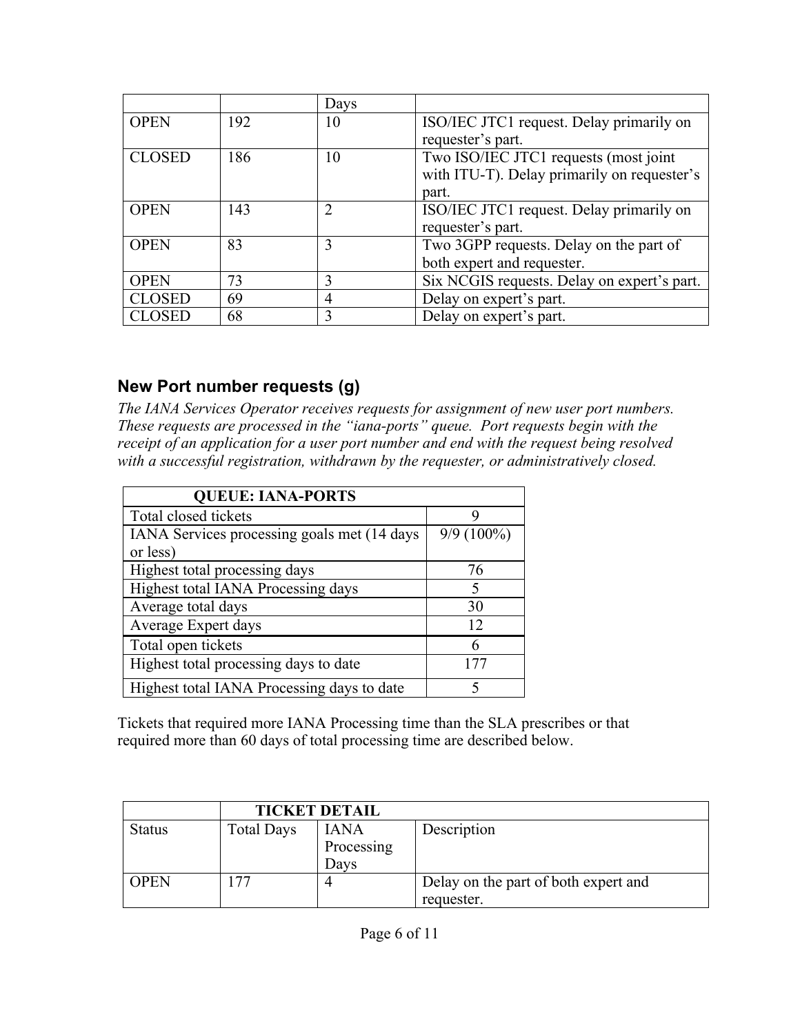| | | Days | |
|---|---|---|---|
| OPEN | 192 | 10 | ISO/IEC JTC1 request. Delay primarily on requester's part. |
| CLOSED | 186 | 10 | Two ISO/IEC JTC1 requests (most joint with ITU-T). Delay primarily on requester's part. |
| OPEN | 143 | 2 | ISO/IEC JTC1 request. Delay primarily on requester's part. |
| OPEN | 83 | 3 | Two 3GPP requests. Delay on the part of both expert and requester. |
| OPEN | 73 | 3 | Six NCGIS requests. Delay on expert's part. |
| CLOSED | 69 | 4 | Delay on expert's part. |
| CLOSED | 68 | 3 | Delay on expert's part. |

## New Port number requests (g)

*The IANA Services Operator receives requests for assignment of new user port numbers. These requests are processed in the "iana-ports" queue. Port requests begin with the receipt of an application for a user port number and end with the request being resolved with a successful registration, withdrawn by the requester, or administratively closed.*

| QUEUE: IANA-PORTS | |
|---|---|
| Total closed tickets | 9 |
| IANA Services processing goals met (14 days or less) | 9/9 (100%) |
| Highest total processing days | 76 |
| Highest total IANA Processing days | 5 |
| Average total days | 30 |
| Average Expert days | 12 |
| Total open tickets | 6 |
| Highest total processing days to date | 177 |
| Highest total IANA Processing days to date | 5 |

Tickets that required more IANA Processing time than the SLA prescribes or that required more than 60 days of total processing time are described below.

| | TICKET DETAIL | | |
|---|---|---|---|
| Status | Total Days | IANA Processing Days | Description |
| OPEN | 177 | 4 | Delay on the part of both expert and requester. |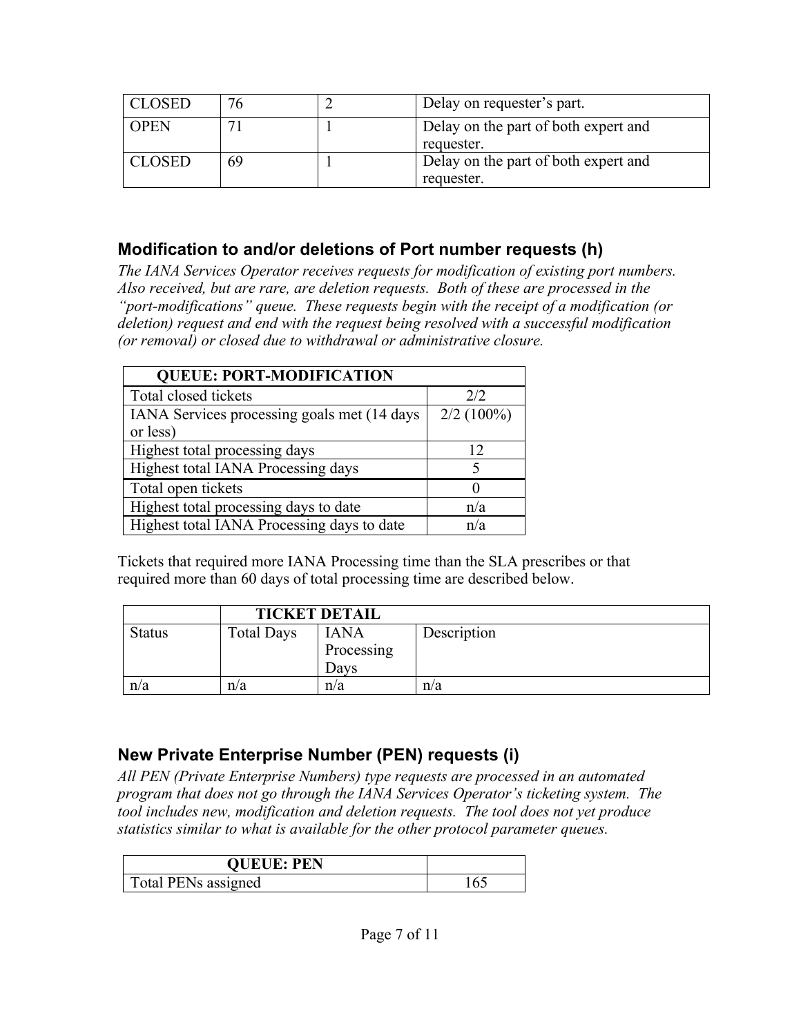| CLOSED | 76 | 2 | Delay on requester's part. |
|---|---|---|---|
| OPEN | 71 | 1 | Delay on the part of both expert and requester. |
| CLOSED | 69 | 1 | Delay on the part of both expert and requester. |

## Modification to and/or deletions of Port number requests (h)

*The IANA Services Operator receives requests for modification of existing port numbers. Also received, but are rare, are deletion requests. Both of these are processed in the "port-modifications" queue. These requests begin with the receipt of a modification (or deletion) request and end with the request being resolved with a successful modification (or removal) or closed due to withdrawal or administrative closure.*

| QUEUE: PORT-MODIFICATION | |
|---|---|
| Total closed tickets | 2/2 |
| IANA Services processing goals met (14 days or less) | 2/2 (100%) |
| Highest total processing days | 12 |
| Highest total IANA Processing days | 5 |
| Total open tickets | 0 |
| Highest total processing days to date | n/a |
| Highest total IANA Processing days to date | n/a |

Tickets that required more IANA Processing time than the SLA prescribes or that required more than 60 days of total processing time are described below.

| | TICKET DETAIL | | |
|---|---|---|---|
| Status | Total Days | IANA Processing Days | Description |
| n/a | n/a | n/a | n/a |

## New Private Enterprise Number (PEN) requests (i)

*All PEN (Private Enterprise Numbers) type requests are processed in an automated program that does not go through the IANA Services Operator's ticketing system. The tool includes new, modification and deletion requests. The tool does not yet produce statistics similar to what is available for the other protocol parameter queues.*

| QUEUE: PEN | |
|---|---|
| Total PENs assigned | 165 |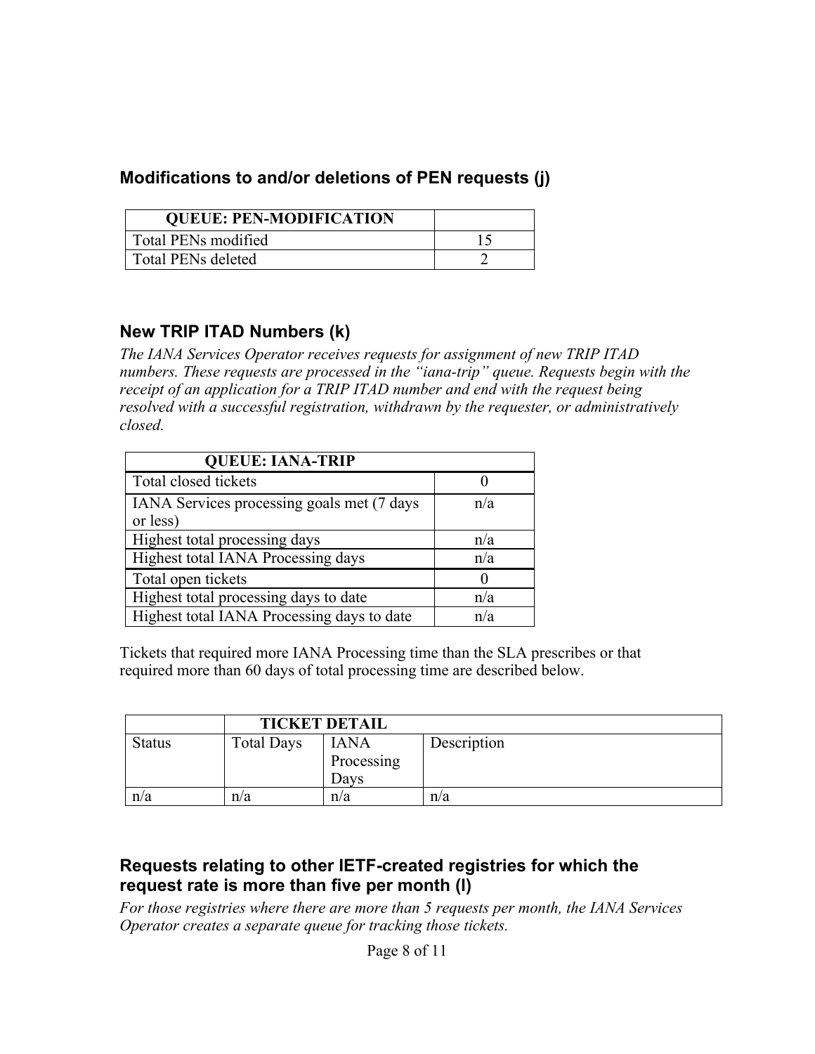## Modifications to and/or deletions of PEN requests (j)

| QUEUE: PEN-MODIFICATION | |
|---|---|
| Total PENs modified | 15 |
| Total PENs deleted | 2 |

## New TRIP ITAD Numbers (k)

*The IANA Services Operator receives requests for assignment of new TRIP ITAD numbers. These requests are processed in the "iana-trip" queue. Requests begin with the receipt of an application for a TRIP ITAD number and end with the request being resolved with a successful registration, withdrawn by the requester, or administratively closed.*

| QUEUE: IANA-TRIP | |
|---|---|
| Total closed tickets | 0 |
| IANA Services processing goals met (7 days or less) | n/a |
| Highest total processing days | n/a |
| Highest total IANA Processing days | n/a |
| Total open tickets | 0 |
| Highest total processing days to date | n/a |
| Highest total IANA Processing days to date | n/a |

Tickets that required more IANA Processing time than the SLA prescribes or that required more than 60 days of total processing time are described below.

| | TICKET DETAIL | | |
|---|---|---|---|
| Status | Total Days | IANA Processing Days | Description |
| n/a | n/a | n/a | n/a |

## Requests relating to other IETF-created registries for which the request rate is more than five per month (l)

*For those registries where there are more than 5 requests per month, the IANA Services Operator creates a separate queue for tracking those tickets.*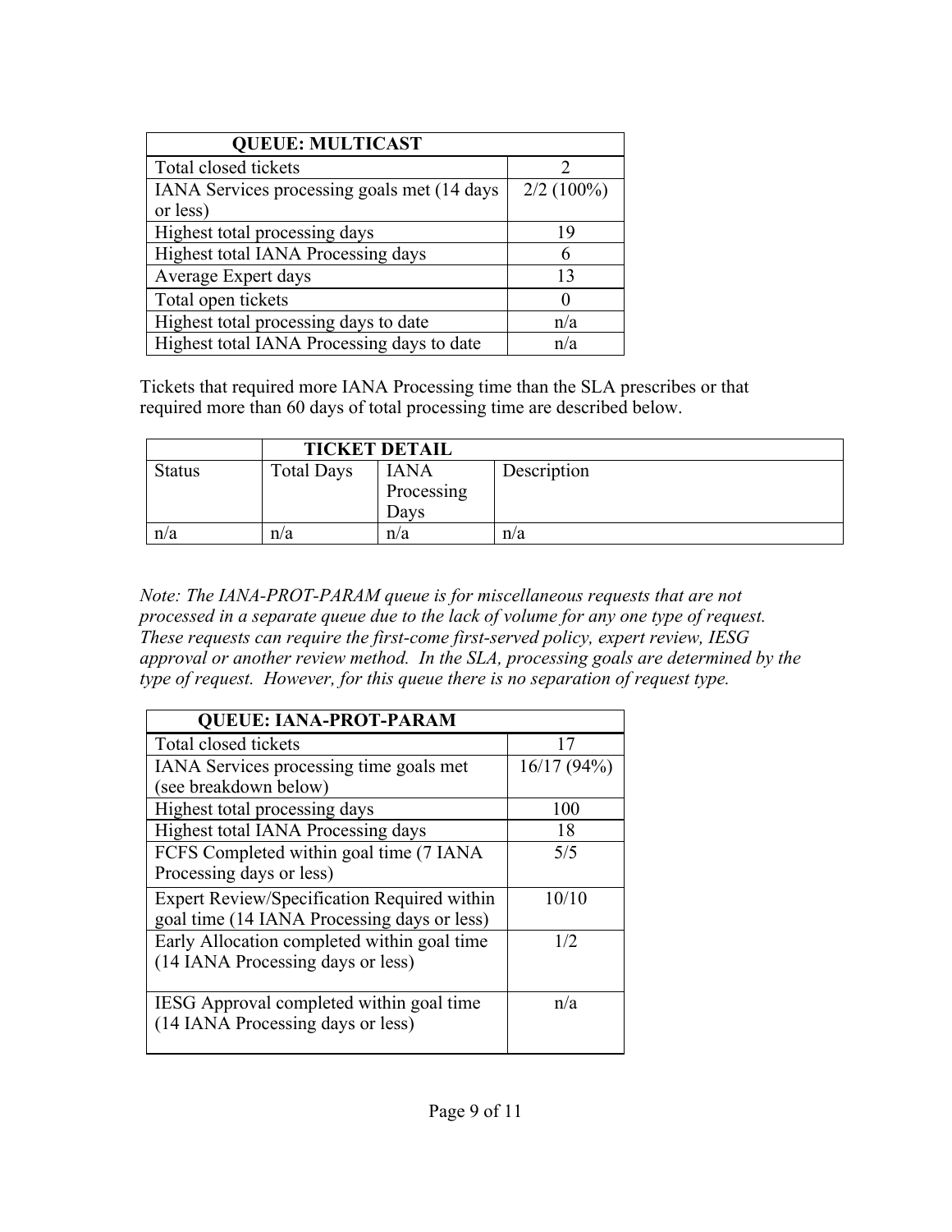| QUEUE: MULTICAST | |
|---|---|
| Total closed tickets | 2 |
| IANA Services processing goals met (14 days or less) | 2/2 (100%) |
| Highest total processing days | 19 |
| Highest total IANA Processing days | 6 |
| Average Expert days | 13 |
| Total open tickets | 0 |
| Highest total processing days to date | n/a |
| Highest total IANA Processing days to date | n/a |

Tickets that required more IANA Processing time than the SLA prescribes or that required more than 60 days of total processing time are described below.

| | TICKET DETAIL | | |
|---|---|---|---|
| Status | Total Days | IANA Processing Days | Description |
| n/a | n/a | n/a | n/a |

*Note: The IANA-PROT-PARAM queue is for miscellaneous requests that are not processed in a separate queue due to the lack of volume for any one type of request. These requests can require the first-come first-served policy, expert review, IESG approval or another review method. In the SLA, processing goals are determined by the type of request. However, for this queue there is no separation of request type.*

| QUEUE: IANA-PROT-PARAM | |
|---|---|
| Total closed tickets | 17 |
| IANA Services processing time goals met (see breakdown below) | 16/17 (94%) |
| Highest total processing days | 100 |
| Highest total IANA Processing days | 18 |
| FCFS Completed within goal time (7 IANA Processing days or less) | 5/5 |
| Expert Review/Specification Required within goal time (14 IANA Processing days or less) | 10/10 |
| Early Allocation completed within goal time (14 IANA Processing days or less) | 1/2 |
| IESG Approval completed within goal time (14 IANA Processing days or less) | n/a |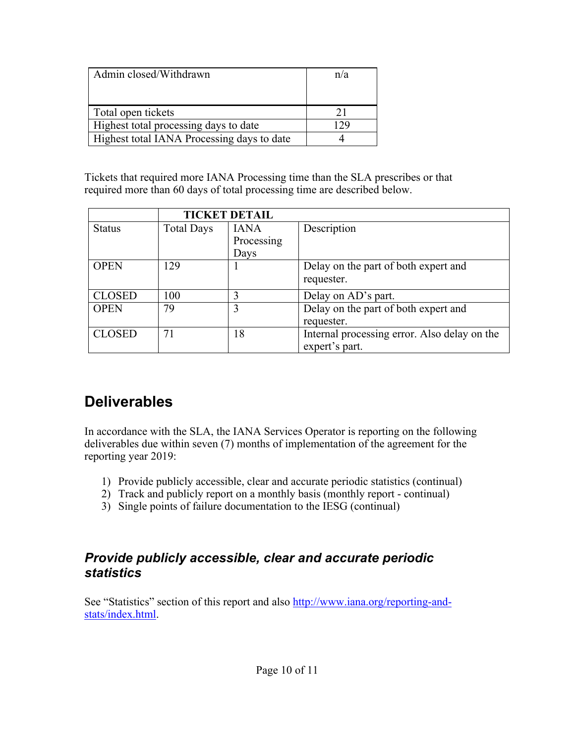| Admin closed/Withdrawn | n/a |
|---|---|
| Total open tickets | 21 |
| Highest total processing days to date | 129 |
| Highest total IANA Processing days to date | 4 |

Tickets that required more IANA Processing time than the SLA prescribes or that required more than 60 days of total processing time are described below.

| | TICKET DETAIL | | |
|---|---|---|---|
| Status | Total Days | IANA Processing Days | Description |
| OPEN | 129 | 1 | Delay on the part of both expert and requester. |
| CLOSED | 100 | 3 | Delay on AD's part. |
| OPEN | 79 | 3 | Delay on the part of both expert and requester. |
| CLOSED | 71 | 18 | Internal processing error. Also delay on the expert's part. |

## Deliverables

In accordance with the SLA, the IANA Services Operator is reporting on the following deliverables due within seven (7) months of implementation of the agreement for the reporting year 2019:

1) Provide publicly accessible, clear and accurate periodic statistics (continual)
2) Track and publicly report on a monthly basis (monthly report - continual)
3) Single points of failure documentation to the IESG (continual)

### *Provide publicly accessible, clear and accurate periodic statistics*

See "Statistics" section of this report and also http://www.iana.org/reporting-and-stats/index.html.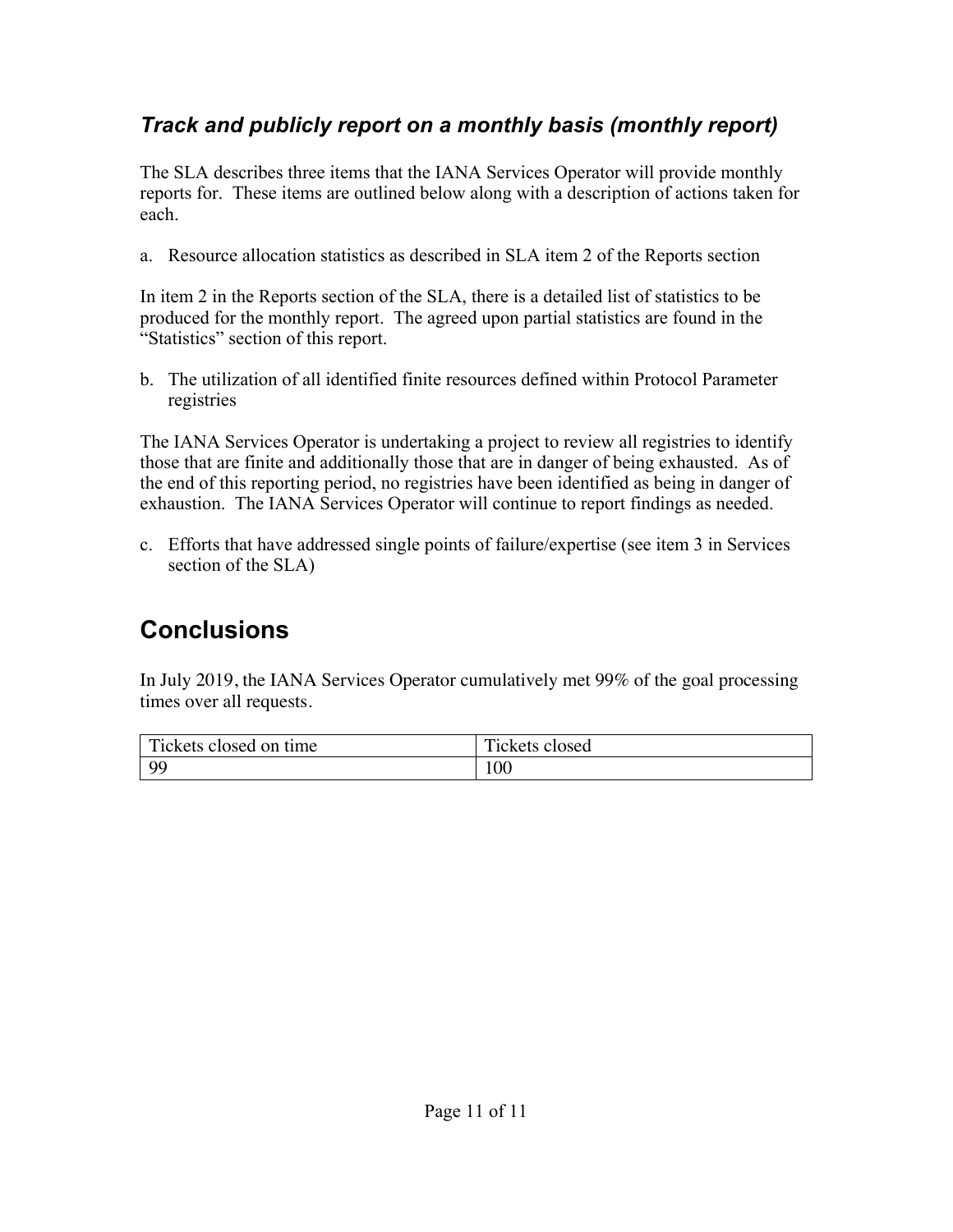### *Track and publicly report on a monthly basis (monthly report)*

The SLA describes three items that the IANA Services Operator will provide monthly reports for. These items are outlined below along with a description of actions taken for each.

a. Resource allocation statistics as described in SLA item 2 of the Reports section

In item 2 in the Reports section of the SLA, there is a detailed list of statistics to be produced for the monthly report. The agreed upon partial statistics are found in the "Statistics" section of this report.

b. The utilization of all identified finite resources defined within Protocol Parameter registries

The IANA Services Operator is undertaking a project to review all registries to identify those that are finite and additionally those that are in danger of being exhausted. As of the end of this reporting period, no registries have been identified as being in danger of exhaustion. The IANA Services Operator will continue to report findings as needed.

c. Efforts that have addressed single points of failure/expertise (see item 3 in Services section of the SLA)

## Conclusions

In July 2019, the IANA Services Operator cumulatively met 99% of the goal processing times over all requests.

| Tickets closed on time | Tickets closed |
|---|---|
| 99 | 100 |